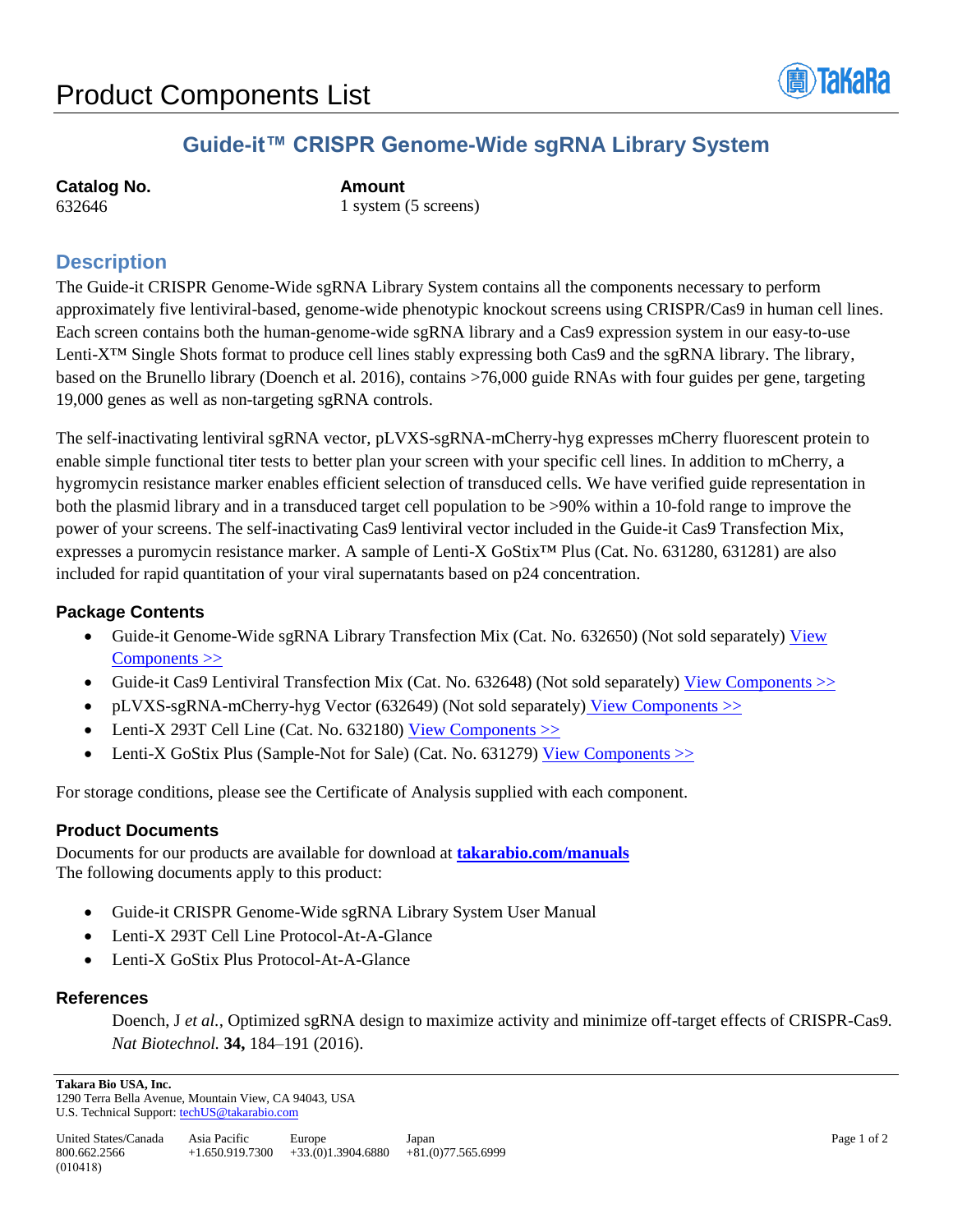# Product Components List

## Guide-it™ CRISPR Genome-Wide sgRNA Library System

**Catalog No.**
632646

**Amount**
1 system (5 screens)

## Description

The Guide-it CRISPR Genome-Wide sgRNA Library System contains all the components necessary to perform approximately five lentiviral-based, genome-wide phenotypic knockout screens using CRISPR/Cas9 in human cell lines. Each screen contains both the human-genome-wide sgRNA library and a Cas9 expression system in our easy-to-use Lenti-X™ Single Shots format to produce cell lines stably expressing both Cas9 and the sgRNA library. The library, based on the Brunello library (Doench et al. 2016), contains >76,000 guide RNAs with four guides per gene, targeting 19,000 genes as well as non-targeting sgRNA controls.

The self-inactivating lentiviral sgRNA vector, pLVXS-sgRNA-mCherry-hyg expresses mCherry fluorescent protein to enable simple functional titer tests to better plan your screen with your specific cell lines. In addition to mCherry, a hygromycin resistance marker enables efficient selection of transduced cells. We have verified guide representation in both the plasmid library and in a transduced target cell population to be >90% within a 10-fold range to improve the power of your screens. The self-inactivating Cas9 lentiviral vector included in the Guide-it Cas9 Transfection Mix, expresses a puromycin resistance marker. A sample of Lenti-X GoStix™ Plus (Cat. No. 631280, 631281) are also included for rapid quantitation of your viral supernatants based on p24 concentration.

### Package Contents

- Guide-it Genome-Wide sgRNA Library Transfection Mix (Cat. No. 632650) (Not sold separately) View Components >>
- Guide-it Cas9 Lentiviral Transfection Mix (Cat. No. 632648) (Not sold separately) View Components >>
- pLVXS-sgRNA-mCherry-hyg Vector (632649) (Not sold separately) View Components >>
- Lenti-X 293T Cell Line (Cat. No. 632180) View Components >>
- Lenti-X GoStix Plus (Sample-Not for Sale) (Cat. No. 631279) View Components >>

For storage conditions, please see the Certificate of Analysis supplied with each component.

### Product Documents

Documents for our products are available for download at **takarabio.com/manuals**
The following documents apply to this product:

- Guide-it CRISPR Genome-Wide sgRNA Library System User Manual
- Lenti-X 293T Cell Line Protocol-At-A-Glance
- Lenti-X GoStix Plus Protocol-At-A-Glance

### References

Doench, J *et al.*, Optimized sgRNA design to maximize activity and minimize off-target effects of CRISPR-Cas9. *Nat Biotechnol.* **34,** 184–191 (2016).

**Takara Bio USA, Inc.**
1290 Terra Bella Avenue, Mountain View, CA 94043, USA
U.S. Technical Support: techUS@takarabio.com

| United States/Canada | Asia Pacific | Europe | Japan |
|---|---|---|---|
| 800.662.2566 | +1.650.919.7300 | +33.(0)1.3904.6880 | +81.(0)77.565.6999 |

(010418)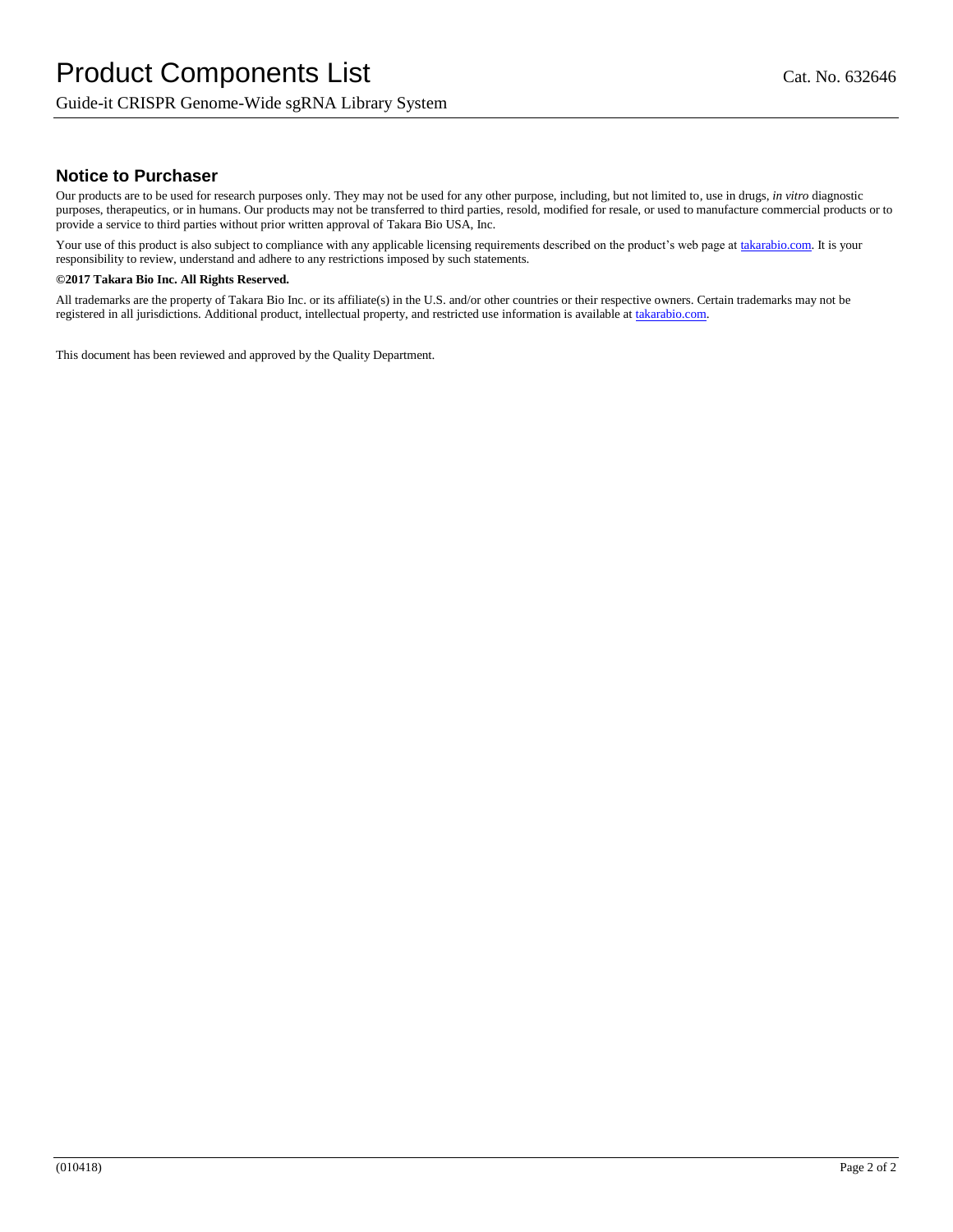## Notice to Purchaser

Our products are to be used for research purposes only. They may not be used for any other purpose, including, but not limited to, use in drugs, *in vitro* diagnostic purposes, therapeutics, or in humans. Our products may not be transferred to third parties, resold, modified for resale, or used to manufacture commercial products or to provide a service to third parties without prior written approval of Takara Bio USA, Inc.

Your use of this product is also subject to compliance with any applicable licensing requirements described on the product's web page at takarabio.com. It is your responsibility to review, understand and adhere to any restrictions imposed by such statements.

**©2017 Takara Bio Inc. All Rights Reserved.**

All trademarks are the property of Takara Bio Inc. or its affiliate(s) in the U.S. and/or other countries or their respective owners. Certain trademarks may not be registered in all jurisdictions. Additional product, intellectual property, and restricted use information is available at takarabio.com.

This document has been reviewed and approved by the Quality Department.